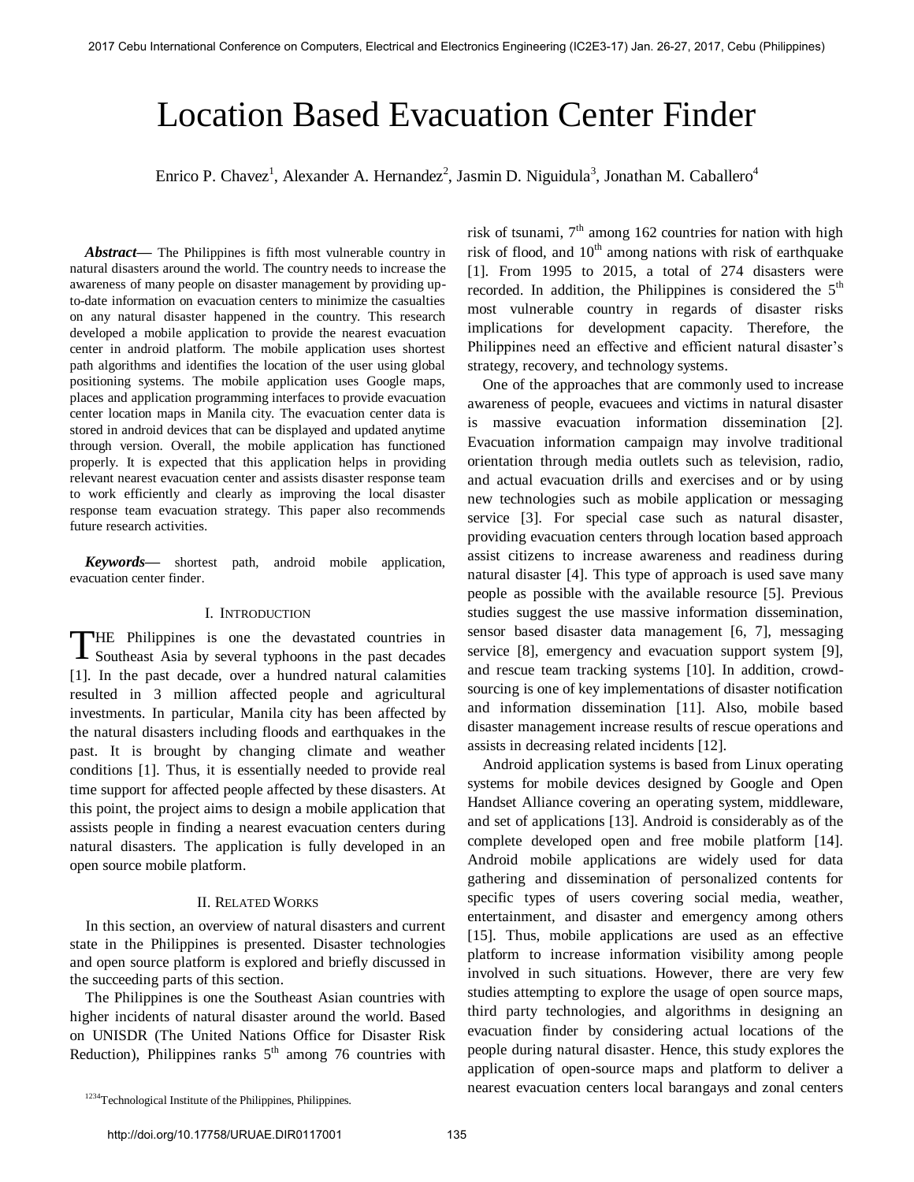# Location Based Evacuation Center Finder

Enrico P. Chavez[1], Alexander A. Hernandez[2], Jasmin D. Niguidula[3], Jonathan M. Caballero[4]

***Abstract*—** The Philippines is fifth most vulnerable country in natural disasters around the world. The country needs to increase the awareness of many people on disaster management by providing up-to-date information on evacuation centers to minimize the casualties on any natural disaster happened in the country. This research developed a mobile application to provide the nearest evacuation center in android platform. The mobile application uses shortest path algorithms and identifies the location of the user using global positioning systems. The mobile application uses Google maps, places and application programming interfaces to provide evacuation center location maps in Manila city. The evacuation center data is stored in android devices that can be displayed and updated anytime through version. Overall, the mobile application has functioned properly. It is expected that this application helps in providing relevant nearest evacuation center and assists disaster response team to work efficiently and clearly as improving the local disaster response team evacuation strategy. This paper also recommends future research activities.

***Keywords*—** shortest path, android mobile application, evacuation center finder.

## I. Introduction

The Philippines is one the devastated countries in Southeast Asia by several typhoons in the past decades [1]. In the past decade, over a hundred natural calamities resulted in 3 million affected people and agricultural investments. In particular, Manila city has been affected by the natural disasters including floods and earthquakes in the past. It is brought by changing climate and weather conditions [1]. Thus, it is essentially needed to provide real time support for affected people affected by these disasters. At this point, the project aims to design a mobile application that assists people in finding a nearest evacuation centers during natural disasters. The application is fully developed in an open source mobile platform.

## II. Related Works

In this section, an overview of natural disasters and current state in the Philippines is presented. Disaster technologies and open source platform is explored and briefly discussed in the succeeding parts of this section.

The Philippines is one the Southeast Asian countries with higher incidents of natural disaster around the world. Based on UNISDR (The United Nations Office for Disaster Risk Reduction), Philippines ranks 5th among 76 countries with risk of tsunami, 7th among 162 countries for nation with high risk of flood, and 10th among nations with risk of earthquake [1]. From 1995 to 2015, a total of 274 disasters were recorded. In addition, the Philippines is considered the 5th most vulnerable country in regards of disaster risks implications for development capacity. Therefore, the Philippines need an effective and efficient natural disaster's strategy, recovery, and technology systems.

One of the approaches that are commonly used to increase awareness of people, evacuees and victims in natural disaster is massive evacuation information dissemination [2]. Evacuation information campaign may involve traditional orientation through media outlets such as television, radio, and actual evacuation drills and exercises and or by using new technologies such as mobile application or messaging service [3]. For special case such as natural disaster, providing evacuation centers through location based approach assist citizens to increase awareness and readiness during natural disaster [4]. This type of approach is used save many people as possible with the available resource [5]. Previous studies suggest the use massive information dissemination, sensor based disaster data management [6, 7], messaging service [8], emergency and evacuation support system [9], and rescue team tracking systems [10]. In addition, crowd-sourcing is one of key implementations of disaster notification and information dissemination [11]. Also, mobile based disaster management increase results of rescue operations and assists in decreasing related incidents [12].

Android application systems is based from Linux operating systems for mobile devices designed by Google and Open Handset Alliance covering an operating system, middleware, and set of applications [13]. Android is considerably as of the complete developed open and free mobile platform [14]. Android mobile applications are widely used for data gathering and dissemination of personalized contents for specific types of users covering social media, weather, entertainment, and disaster and emergency among others [15]. Thus, mobile applications are used as an effective platform to increase information visibility among people involved in such situations. However, there are very few studies attempting to explore the usage of open source maps, third party technologies, and algorithms in designing an evacuation finder by considering actual locations of the people during natural disaster. Hence, this study explores the application of open-source maps and platform to deliver a nearest evacuation centers local barangays and zonal centers

[1234]Technological Institute of the Philippines, Philippines.

http://doi.org/10.17758/URUAE.DIR0117001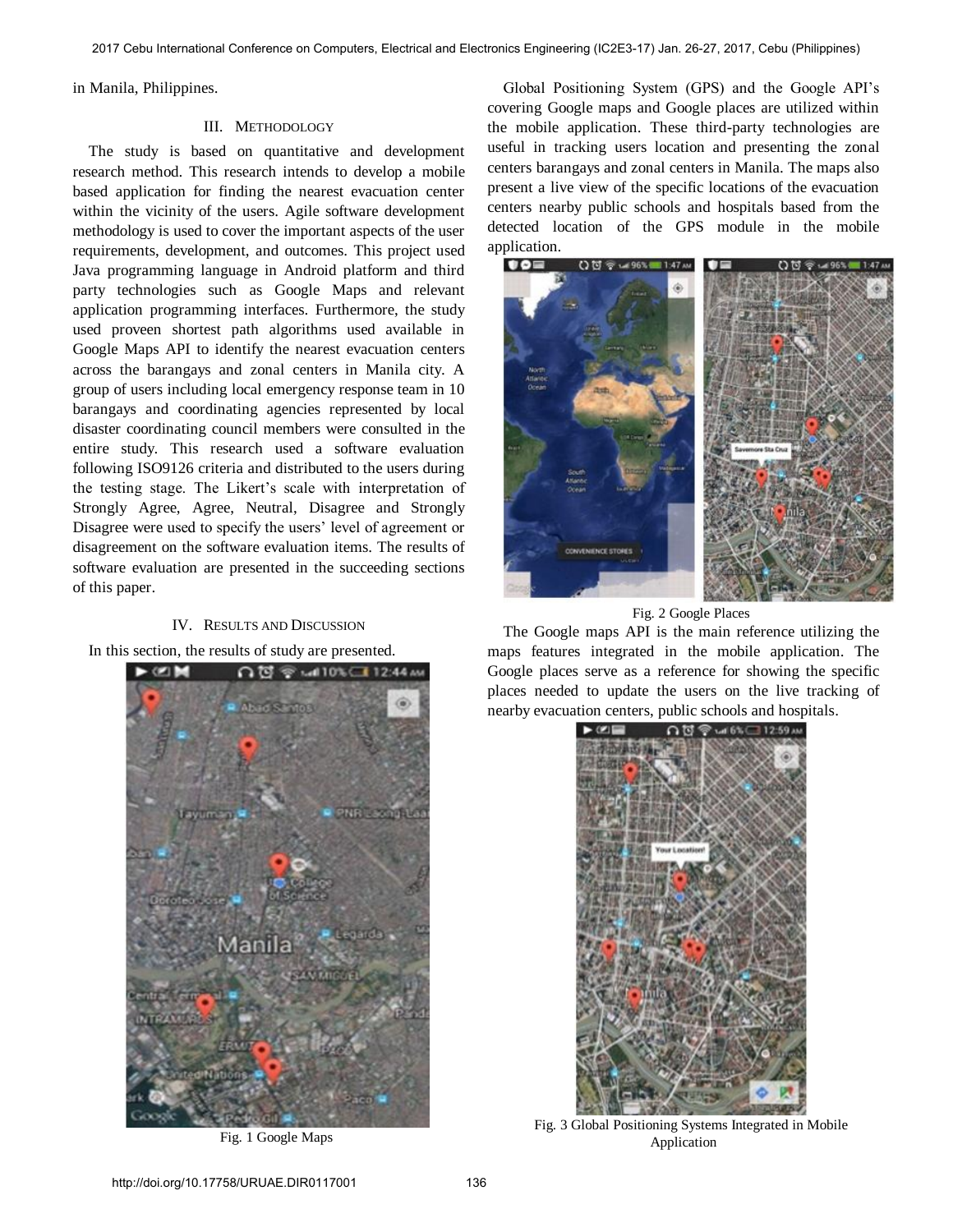in Manila, Philippines.

## III. Methodology

The study is based on quantitative and development research method. This research intends to develop a mobile based application for finding the nearest evacuation center within the vicinity of the users. Agile software development methodology is used to cover the important aspects of the user requirements, development, and outcomes. This project used Java programming language in Android platform and third party technologies such as Google Maps and relevant application programming interfaces. Furthermore, the study used proveen shortest path algorithms used available in Google Maps API to identify the nearest evacuation centers across the barangays and zonal centers in Manila city. A group of users including local emergency response team in 10 barangays and coordinating agencies represented by local disaster coordinating council members were consulted in the entire study. This research used a software evaluation following ISO9126 criteria and distributed to the users during the testing stage. The Likert's scale with interpretation of Strongly Agree, Agree, Neutral, Disagree and Strongly Disagree were used to specify the users' level of agreement or disagreement on the software evaluation items. The results of software evaluation are presented in the succeeding sections of this paper.

## IV. Results and Discussion

In this section, the results of study are presented.

Fig. 1 Google Maps

Global Positioning System (GPS) and the Google API's covering Google maps and Google places are utilized within the mobile application. These third-party technologies are useful in tracking users location and presenting the zonal centers barangays and zonal centers in Manila. The maps also present a live view of the specific locations of the evacuation centers nearby public schools and hospitals based from the detected location of the GPS module in the mobile application.

Fig. 2 Google Places

The Google maps API is the main reference utilizing the maps features integrated in the mobile application. The Google places serve as a reference for showing the specific places needed to update the users on the live tracking of nearby evacuation centers, public schools and hospitals.

Fig. 3 Global Positioning Systems Integrated in Mobile Application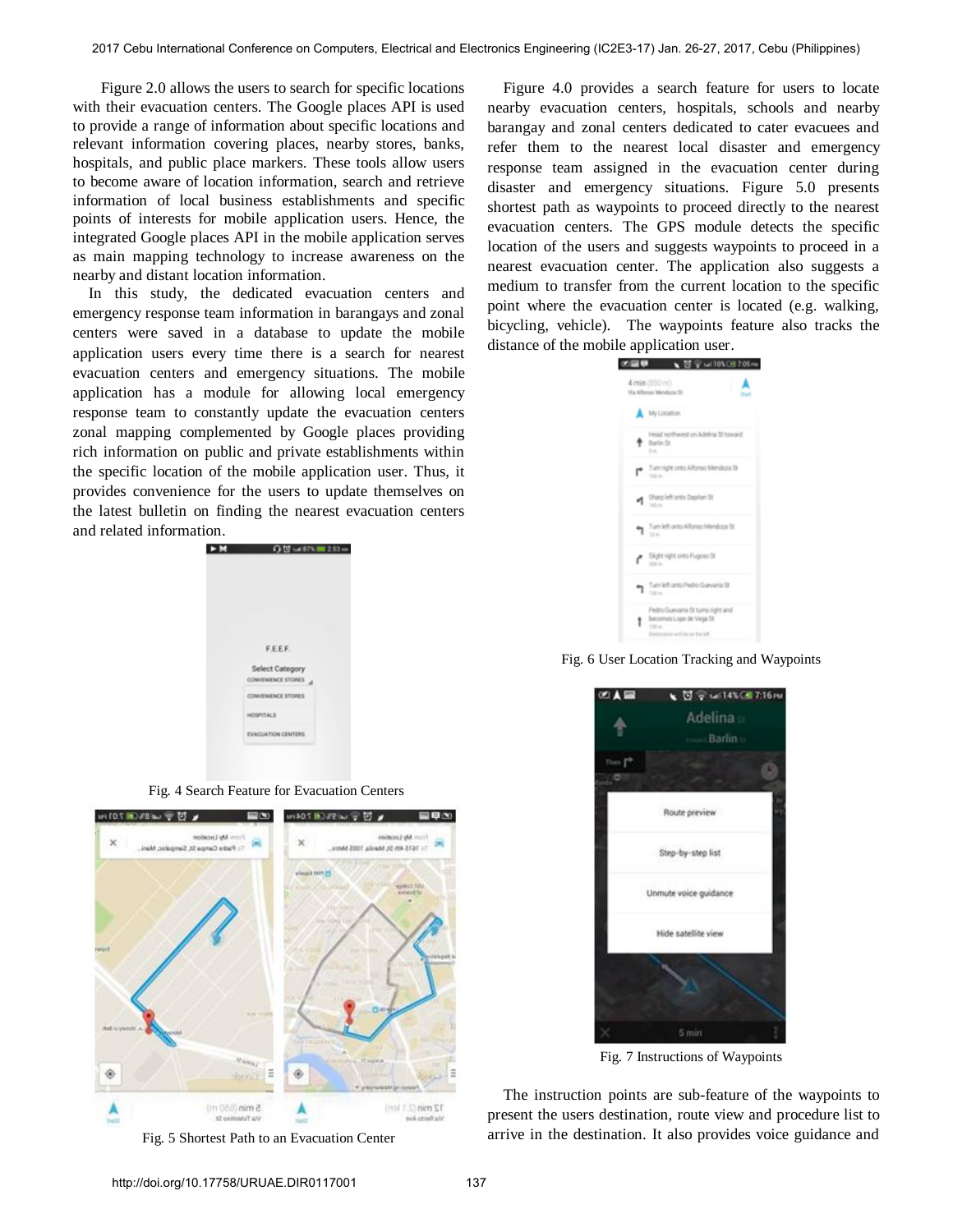Figure 2.0 allows the users to search for specific locations with their evacuation centers. The Google places API is used to provide a range of information about specific locations and relevant information covering places, nearby stores, banks, hospitals, and public place markers. These tools allow users to become aware of location information, search and retrieve information of local business establishments and specific points of interests for mobile application users. Hence, the integrated Google places API in the mobile application serves as main mapping technology to increase awareness on the nearby and distant location information.

In this study, the dedicated evacuation centers and emergency response team information in barangays and zonal centers were saved in a database to update the mobile application users every time there is a search for nearest evacuation centers and emergency situations. The mobile application has a module for allowing local emergency response team to constantly update the evacuation centers zonal mapping complemented by Google places providing rich information on public and private establishments within the specific location of the mobile application user. Thus, it provides convenience for the users to update themselves on the latest bulletin on finding the nearest evacuation centers and related information.

Fig. 4 Search Feature for Evacuation Centers

Fig. 5 Shortest Path to an Evacuation Center

Figure 4.0 provides a search feature for users to locate nearby evacuation centers, hospitals, schools and nearby barangay and zonal centers dedicated to cater evacuees and refer them to the nearest local disaster and emergency response team assigned in the evacuation center during disaster and emergency situations. Figure 5.0 presents shortest path as waypoints to proceed directly to the nearest evacuation centers. The GPS module detects the specific location of the users and suggests waypoints to proceed in a nearest evacuation center. The application also suggests a medium to transfer from the current location to the specific point where the evacuation center is located (e.g. walking, bicycling, vehicle). The waypoints feature also tracks the distance of the mobile application user.

Fig. 6 User Location Tracking and Waypoints

Fig. 7 Instructions of Waypoints

The instruction points are sub-feature of the waypoints to present the users destination, route view and procedure list to arrive in the destination. It also provides voice guidance and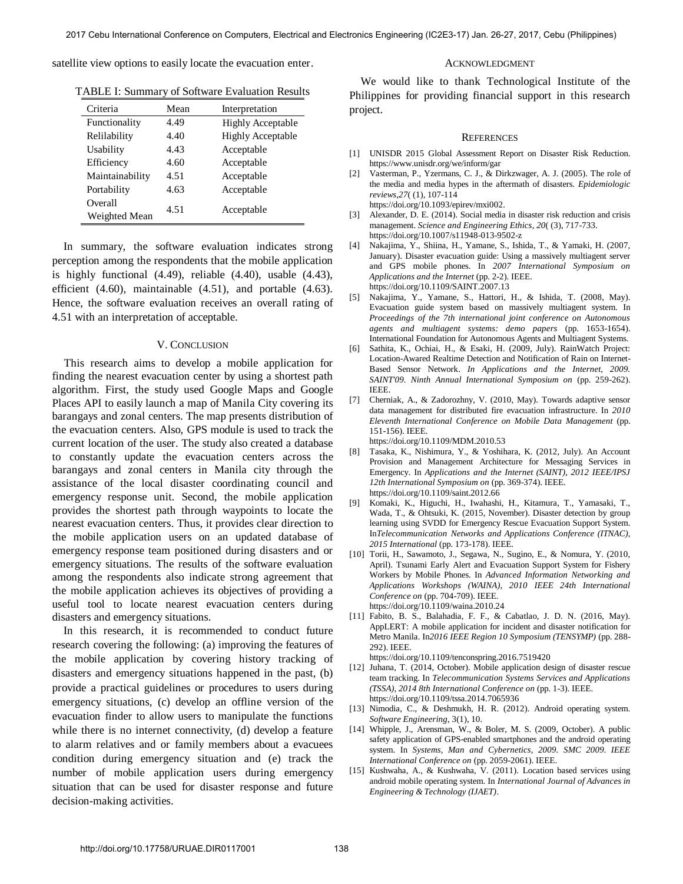satellite view options to easily locate the evacuation enter.

TABLE I: Summary of Software Evaluation Results

| Criteria | Mean | Interpretation |
|---|---|---|
| Functionality | 4.49 | Highly Acceptable |
| Relilability | 4.40 | Highly Acceptable |
| Usability | 4.43 | Acceptable |
| Efficiency | 4.60 | Acceptable |
| Maintainability | 4.51 | Acceptable |
| Portability | 4.63 | Acceptable |
| Overall Weighted Mean | 4.51 | Acceptable |

In summary, the software evaluation indicates strong perception among the respondents that the mobile application is highly functional (4.49), reliable (4.40), usable (4.43), efficient (4.60), maintainable (4.51), and portable (4.63). Hence, the software evaluation receives an overall rating of 4.51 with an interpretation of acceptable.

## V. Conclusion

This research aims to develop a mobile application for finding the nearest evacuation center by using a shortest path algorithm. First, the study used Google Maps and Google Places API to easily launch a map of Manila City covering its barangays and zonal centers. The map presents distribution of the evacuation centers. Also, GPS module is used to track the current location of the user. The study also created a database to constantly update the evacuation centers across the barangays and zonal centers in Manila city through the assistance of the local disaster coordinating council and emergency response unit. Second, the mobile application provides the shortest path through waypoints to locate the nearest evacuation centers. Thus, it provides clear direction to the mobile application users on an updated database of emergency response team positioned during disasters and or emergency situations. The results of the software evaluation among the respondents also indicate strong agreement that the mobile application achieves its objectives of providing a useful tool to locate nearest evacuation centers during disasters and emergency situations.

In this research, it is recommended to conduct future research covering the following: (a) improving the features of the mobile application by covering history tracking of disasters and emergency situations happened in the past, (b) provide a practical guidelines or procedures to users during emergency situations, (c) develop an offline version of the evacuation finder to allow users to manipulate the functions while there is no internet connectivity, (d) develop a feature to alarm relatives and or family members about a evacuees condition during emergency situation and (e) track the number of mobile application users during emergency situation that can be used for disaster response and future decision-making activities.

## Acknowledgment

We would like to thank Technological Institute of the Philippines for providing financial support in this research project.

## References

[1] UNISDR 2015 Global Assessment Report on Disaster Risk Reduction. https://www.unisdr.org/we/inform/gar

[2] Vasterman, P., Yzermans, C. J., & Dirkzwager, A. J. (2005). The role of the media and media hypes in the aftermath of disasters. *Epidemiologic reviews*,*27*( (1), 107-114 https://doi.org/10.1093/epirev/mxi002.

[3] Alexander, D. E. (2014). Social media in disaster risk reduction and crisis management. *Science and Engineering Ethics*, *20*( (3), 717-733. https://doi.org/10.1007/s11948-013-9502-z

[4] Nakajima, Y., Shiina, H., Yamane, S., Ishida, T., & Yamaki, H. (2007, January). Disaster evacuation guide: Using a massively multiagent server and GPS mobile phones. In *2007 International Symposium on Applications and the Internet* (pp. 2-2). IEEE. https://doi.org/10.1109/SAINT.2007.13

[5] Nakajima, Y., Yamane, S., Hattori, H., & Ishida, T. (2008, May). Evacuation guide system based on massively multiagent system. In *Proceedings of the 7th international joint conference on Autonomous agents and multiagent systems: demo papers* (pp. 1653-1654). International Foundation for Autonomous Agents and Multiagent Systems.

[6] Sathita, K., Ochiai, H., & Esaki, H. (2009, July). RainWatch Project: Location-Awared Realtime Detection and Notification of Rain on Internet-Based Sensor Network. *In Applications and the Internet, 2009. SAINT'09. Ninth Annual International Symposium on* (pp. 259-262). IEEE.

[7] Cherniak, A., & Zadorozhny, V. (2010, May). Towards adaptive sensor data management for distributed fire evacuation infrastructure. In *2010 Eleventh International Conference on Mobile Data Management* (pp. 151-156). IEEE. https://doi.org/10.1109/MDM.2010.53

[8] Tasaka, K., Nishimura, Y., & Yoshihara, K. (2012, July). An Account Provision and Management Architecture for Messaging Services in Emergency. In *Applications and the Internet (SAINT), 2012 IEEE/IPSJ 12th International Symposium on* (pp. 369-374). IEEE. https://doi.org/10.1109/saint.2012.66

[9] Komaki, K., Higuchi, H., Iwahashi, H., Kitamura, T., Yamasaki, T., Wada, T., & Ohtsuki, K. (2015, November). Disaster detection by group learning using SVDD for Emergency Rescue Evacuation Support System. In*Telecommunication Networks and Applications Conference (ITNAC), 2015 International* (pp. 173-178). IEEE.

[10] Torii, H., Sawamoto, J., Segawa, N., Sugino, E., & Nomura, Y. (2010, April). Tsunami Early Alert and Evacuation Support System for Fishery Workers by Mobile Phones. In *Advanced Information Networking and Applications Workshops (WAINA), 2010 IEEE 24th International Conference on* (pp. 704-709). IEEE. https://doi.org/10.1109/waina.2010.24

[11] Fabito, B. S., Balahadia, F. F., & Cabatlao, J. D. N. (2016, May). AppLERT: A mobile application for incident and disaster notification for Metro Manila. In*2016 IEEE Region 10 Symposium (TENSYMP)* (pp. 288-292). IEEE. https://doi.org/10.1109/tenconspring.2016.7519420

[12] Juhana, T. (2014, October). Mobile application design of disaster rescue team tracking. In *Telecommunication Systems Services and Applications (TSSA), 2014 8th International Conference on* (pp. 1-3). IEEE. https://doi.org/10.1109/tssa.2014.7065936

[13] Nimodia, C., & Deshmukh, H. R. (2012). Android operating system. *Software Engineering*, 3(1), 10.

[14] Whipple, J., Arensman, W., & Boler, M. S. (2009, October). A public safety application of GPS-enabled smartphones and the android operating system. In *Systems, Man and Cybernetics, 2009. SMC 2009. IEEE International Conference on* (pp. 2059-2061). IEEE.

[15] Kushwaha, A., & Kushwaha, V. (2011). Location based services using android mobile operating system. In *International Journal of Advances in Engineering & Technology (IJAET)*.